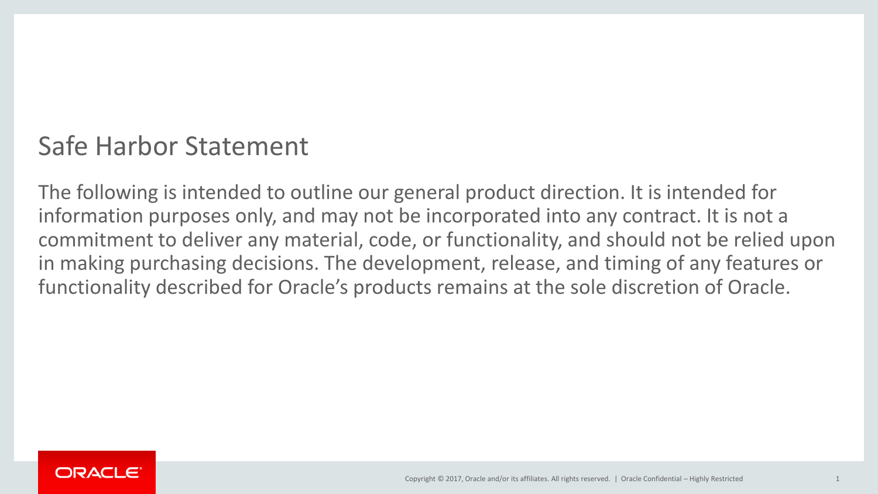# Safe Harbor Statement

The following is intended to outline our general product direction. It is intended for information purposes only, and may not be incorporated into any contract. It is not a commitment to deliver any material, code, or functionality, and should not be relied upon in making purchasing decisions. The development, release, and timing of any features or functionality described for Oracle's products remains at the sole discretion of Oracle.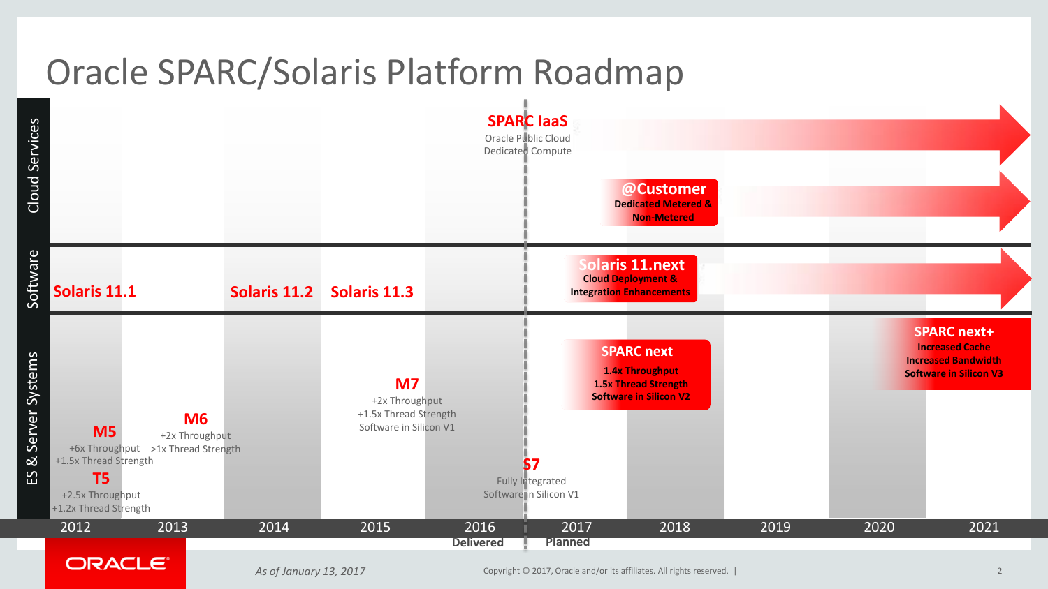# Oracle SPARC/Solaris Platform Roadmap

Cloud Services

**SPARC IaaS**
Oracle Public Cloud
Dedicated Compute

**@Customer**
Dedicated Metered & Non-Metered

Software

**Solaris 11.1**

**Solaris 11.2**

**Solaris 11.3**

**Solaris 11.next**
Cloud Deployment & Integration Enhancements

ES & Server Systems

**M5**
+6x Throughput
+1.5x Thread Strength

**T5**
+2.5x Throughput
+1.2x Thread Strength

**M6**
+2x Throughput
>1x Thread Strength

**M7**
+2x Throughput
+1.5x Thread Strength
Software in Silicon V1

**S7**
Fully Integrated
Software in Silicon V1

**SPARC next**
1.4x Throughput
1.5x Thread Strength
Software in Silicon V2

**SPARC next+**
Increased Cache
Increased Bandwidth
Software in Silicon V3

2012 2013 2014 2015 2016 2017 2018 2019 2020 2021

Delivered | Planned

*As of January 13, 2017*

Copyright © 2017, Oracle and/or its affiliates. All rights reserved.